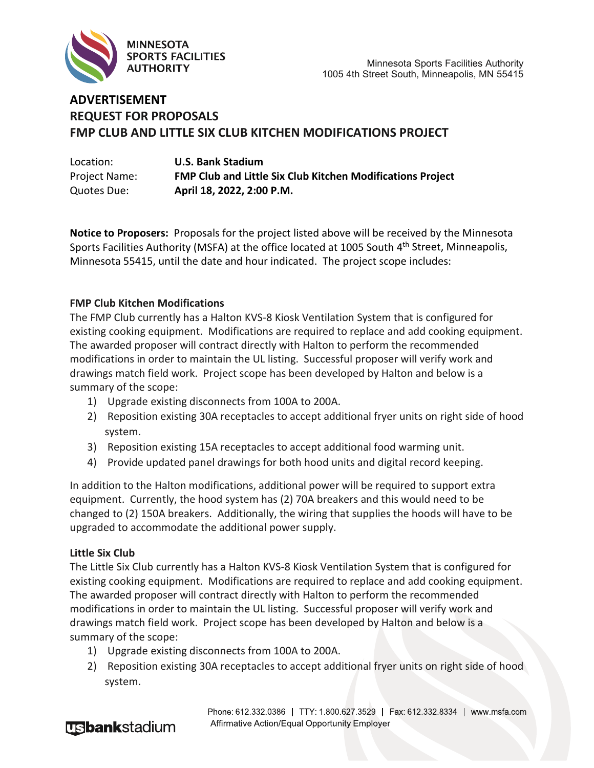Minnesota Sports Facilities Authority
1005 4th Street South, Minneapolis, MN 55415

# ADVERTISEMENT
# REQUEST FOR PROPOSALS
# FMP CLUB AND LITTLE SIX CLUB KITCHEN MODIFICATIONS PROJECT

| | |
|---|---|
| Location: | **U.S. Bank Stadium** |
| Project Name: | **FMP Club and Little Six Club Kitchen Modifications Project** |
| Quotes Due: | **April 18, 2022, 2:00 P.M.** |

**Notice to Proposers:** Proposals for the project listed above will be received by the Minnesota Sports Facilities Authority (MSFA) at the office located at 1005 South 4th Street, Minneapolis, Minnesota 55415, until the date and hour indicated. The project scope includes:

**FMP Club Kitchen Modifications**

The FMP Club currently has a Halton KVS-8 Kiosk Ventilation System that is configured for existing cooking equipment. Modifications are required to replace and add cooking equipment. The awarded proposer will contract directly with Halton to perform the recommended modifications in order to maintain the UL listing. Successful proposer will verify work and drawings match field work. Project scope has been developed by Halton and below is a summary of the scope:

1) Upgrade existing disconnects from 100A to 200A.
2) Reposition existing 30A receptacles to accept additional fryer units on right side of hood system.
3) Reposition existing 15A receptacles to accept additional food warming unit.
4) Provide updated panel drawings for both hood units and digital record keeping.

In addition to the Halton modifications, additional power will be required to support extra equipment. Currently, the hood system has (2) 70A breakers and this would need to be changed to (2) 150A breakers. Additionally, the wiring that supplies the hoods will have to be upgraded to accommodate the additional power supply.

**Little Six Club**

The Little Six Club currently has a Halton KVS-8 Kiosk Ventilation System that is configured for existing cooking equipment. Modifications are required to replace and add cooking equipment. The awarded proposer will contract directly with Halton to perform the recommended modifications in order to maintain the UL listing. Successful proposer will verify work and drawings match field work. Project scope has been developed by Halton and below is a summary of the scope:

1) Upgrade existing disconnects from 100A to 200A.
2) Reposition existing 30A receptacles to accept additional fryer units on right side of hood system.

Phone: 612.332.0386 | TTY: 1.800.627.3529 | Fax: 612.332.8334 | www.msfa.com
Affirmative Action/Equal Opportunity Employer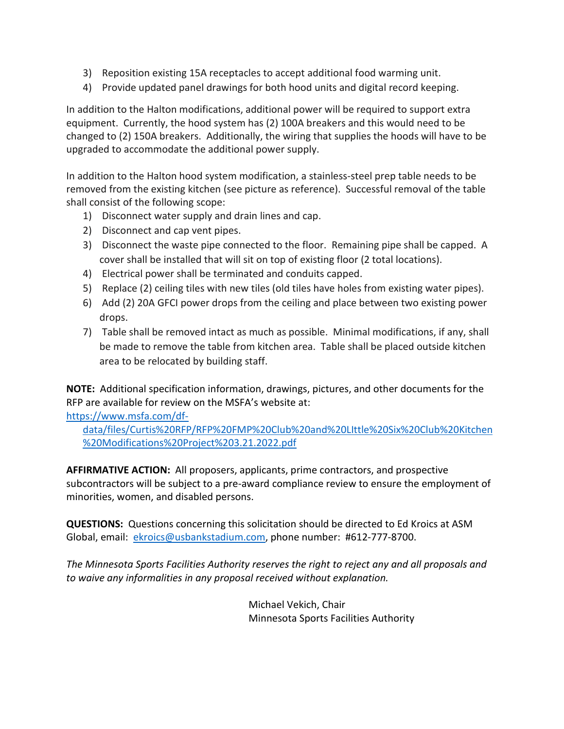3) Reposition existing 15A receptacles to accept additional food warming unit.
4) Provide updated panel drawings for both hood units and digital record keeping.

In addition to the Halton modifications, additional power will be required to support extra equipment. Currently, the hood system has (2) 100A breakers and this would need to be changed to (2) 150A breakers. Additionally, the wiring that supplies the hoods will have to be upgraded to accommodate the additional power supply.

In addition to the Halton hood system modification, a stainless-steel prep table needs to be removed from the existing kitchen (see picture as reference). Successful removal of the table shall consist of the following scope:

1) Disconnect water supply and drain lines and cap.
2) Disconnect and cap vent pipes.
3) Disconnect the waste pipe connected to the floor. Remaining pipe shall be capped. A cover shall be installed that will sit on top of existing floor (2 total locations).
4) Electrical power shall be terminated and conduits capped.
5) Replace (2) ceiling tiles with new tiles (old tiles have holes from existing water pipes).
6) Add (2) 20A GFCI power drops from the ceiling and place between two existing power drops.
7) Table shall be removed intact as much as possible. Minimal modifications, if any, shall be made to remove the table from kitchen area. Table shall be placed outside kitchen area to be relocated by building staff.

**NOTE:** Additional specification information, drawings, pictures, and other documents for the RFP are available for review on the MSFA's website at:
https://www.msfa.com/df-data/files/Curtis%20RFP/RFP%20FMP%20Club%20and%20LIttle%20Six%20Club%20Kitchen%20Modifications%20Project%203.21.2022.pdf

**AFFIRMATIVE ACTION:** All proposers, applicants, prime contractors, and prospective subcontractors will be subject to a pre-award compliance review to ensure the employment of minorities, women, and disabled persons.

**QUESTIONS:** Questions concerning this solicitation should be directed to Ed Kroics at ASM Global, email: ekroics@usbankstadium.com, phone number: #612-777-8700.

*The Minnesota Sports Facilities Authority reserves the right to reject any and all proposals and to waive any informalities in any proposal received without explanation.*

Michael Vekich, Chair
Minnesota Sports Facilities Authority